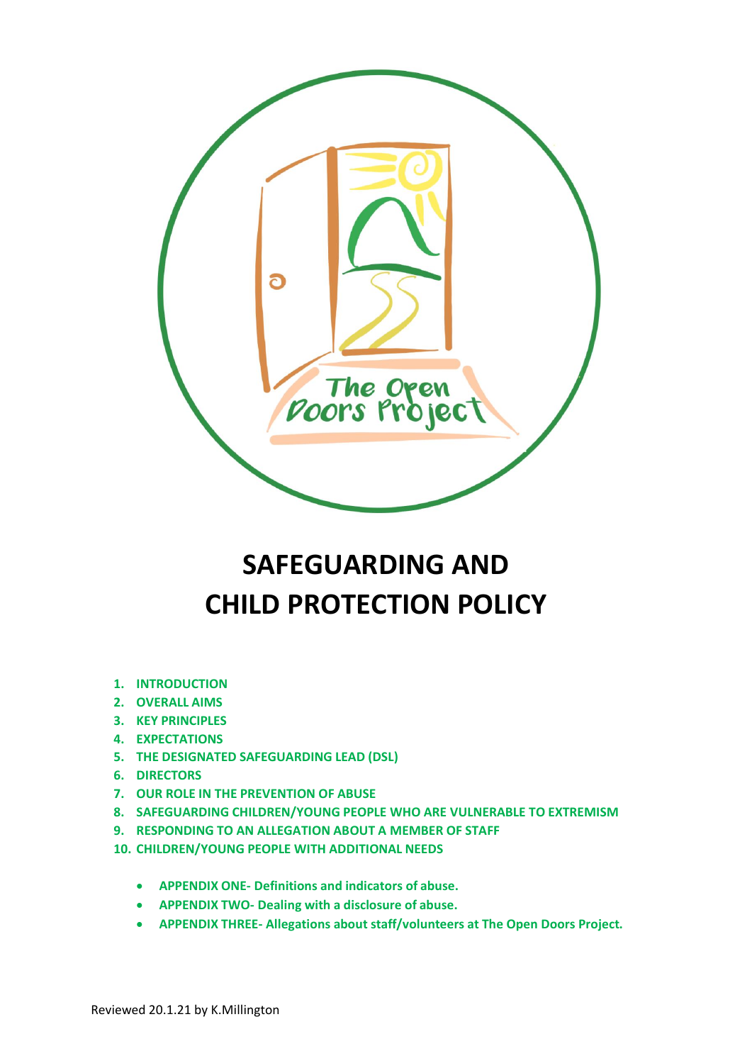The Open Doors Project

# SAFEGUARDING AND CHILD PROTECTION POLICY

1. **INTRODUCTION**
2. **OVERALL AIMS**
3. **KEY PRINCIPLES**
4. **EXPECTATIONS**
5. **THE DESIGNATED SAFEGUARDING LEAD (DSL)**
6. **DIRECTORS**
7. **OUR ROLE IN THE PREVENTION OF ABUSE**
8. **SAFEGUARDING CHILDREN/YOUNG PEOPLE WHO ARE VULNERABLE TO EXTREMISM**
9. **RESPONDING TO AN ALLEGATION ABOUT A MEMBER OF STAFF**
10. **CHILDREN/YOUNG PEOPLE WITH ADDITIONAL NEEDS**

- **APPENDIX ONE- Definitions and indicators of abuse.**
- **APPENDIX TWO- Dealing with a disclosure of abuse.**
- **APPENDIX THREE- Allegations about staff/volunteers at The Open Doors Project.**

Reviewed 20.1.21 by K.Millington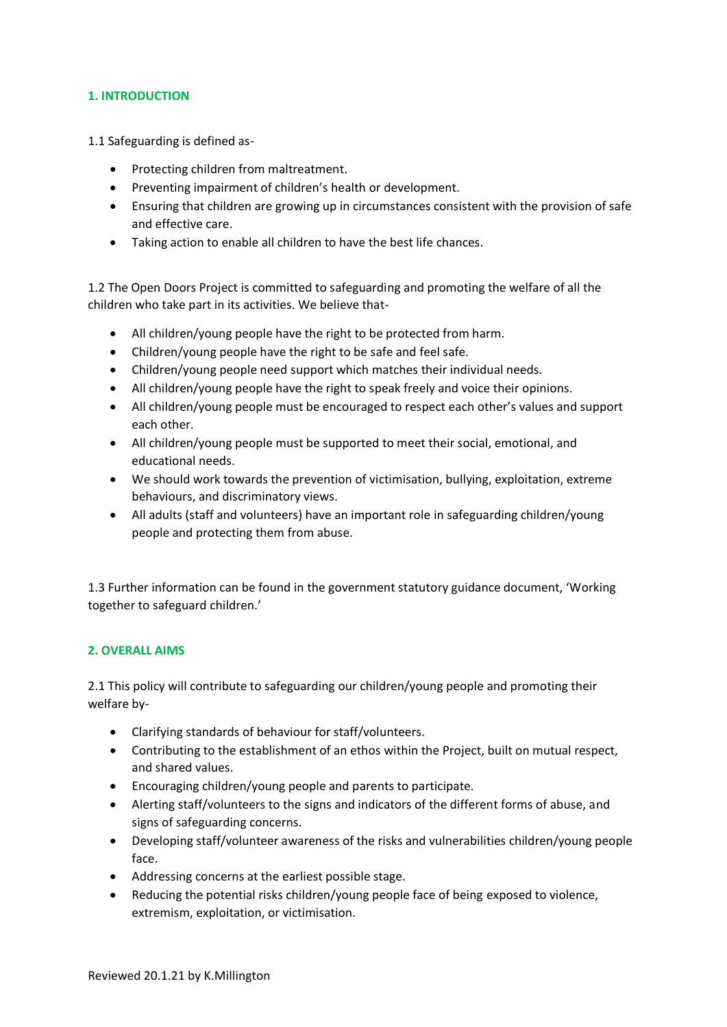## 1. INTRODUCTION

1.1 Safeguarding is defined as-

- Protecting children from maltreatment.
- Preventing impairment of children's health or development.
- Ensuring that children are growing up in circumstances consistent with the provision of safe and effective care.
- Taking action to enable all children to have the best life chances.

1.2 The Open Doors Project is committed to safeguarding and promoting the welfare of all the children who take part in its activities. We believe that-

- All children/young people have the right to be protected from harm.
- Children/young people have the right to be safe and feel safe.
- Children/young people need support which matches their individual needs.
- All children/young people have the right to speak freely and voice their opinions.
- All children/young people must be encouraged to respect each other's values and support each other.
- All children/young people must be supported to meet their social, emotional, and educational needs.
- We should work towards the prevention of victimisation, bullying, exploitation, extreme behaviours, and discriminatory views.
- All adults (staff and volunteers) have an important role in safeguarding children/young people and protecting them from abuse.

1.3 Further information can be found in the government statutory guidance document, 'Working together to safeguard children.'

## 2. OVERALL AIMS

2.1 This policy will contribute to safeguarding our children/young people and promoting their welfare by-

- Clarifying standards of behaviour for staff/volunteers.
- Contributing to the establishment of an ethos within the Project, built on mutual respect, and shared values.
- Encouraging children/young people and parents to participate.
- Alerting staff/volunteers to the signs and indicators of the different forms of abuse, and signs of safeguarding concerns.
- Developing staff/volunteer awareness of the risks and vulnerabilities children/young people face.
- Addressing concerns at the earliest possible stage.
- Reducing the potential risks children/young people face of being exposed to violence, extremism, exploitation, or victimisation.

Reviewed 20.1.21 by K.Millington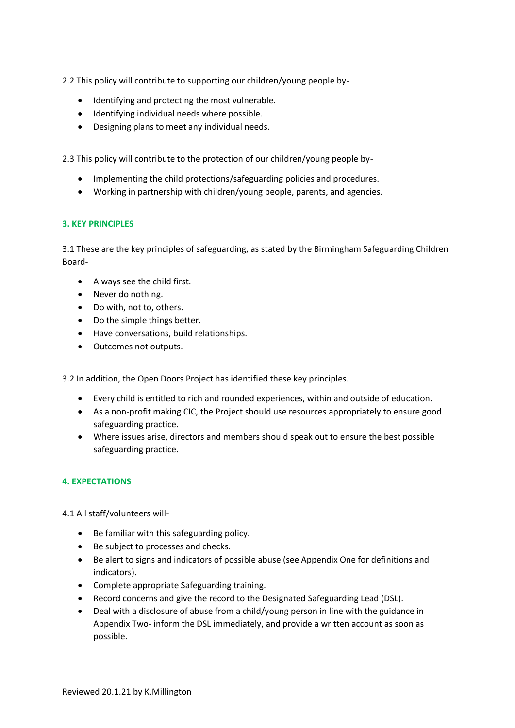2.2 This policy will contribute to supporting our children/young people by-

- Identifying and protecting the most vulnerable.
- Identifying individual needs where possible.
- Designing plans to meet any individual needs.

2.3 This policy will contribute to the protection of our children/young people by-

- Implementing the child protections/safeguarding policies and procedures.
- Working in partnership with children/young people, parents, and agencies.

## 3. KEY PRINCIPLES

3.1 These are the key principles of safeguarding, as stated by the Birmingham Safeguarding Children Board-

- Always see the child first.
- Never do nothing.
- Do with, not to, others.
- Do the simple things better.
- Have conversations, build relationships.
- Outcomes not outputs.

3.2 In addition, the Open Doors Project has identified these key principles.

- Every child is entitled to rich and rounded experiences, within and outside of education.
- As a non-profit making CIC, the Project should use resources appropriately to ensure good safeguarding practice.
- Where issues arise, directors and members should speak out to ensure the best possible safeguarding practice.

## 4. EXPECTATIONS

4.1 All staff/volunteers will-

- Be familiar with this safeguarding policy.
- Be subject to processes and checks.
- Be alert to signs and indicators of possible abuse (see Appendix One for definitions and indicators).
- Complete appropriate Safeguarding training.
- Record concerns and give the record to the Designated Safeguarding Lead (DSL).
- Deal with a disclosure of abuse from a child/young person in line with the guidance in Appendix Two- inform the DSL immediately, and provide a written account as soon as possible.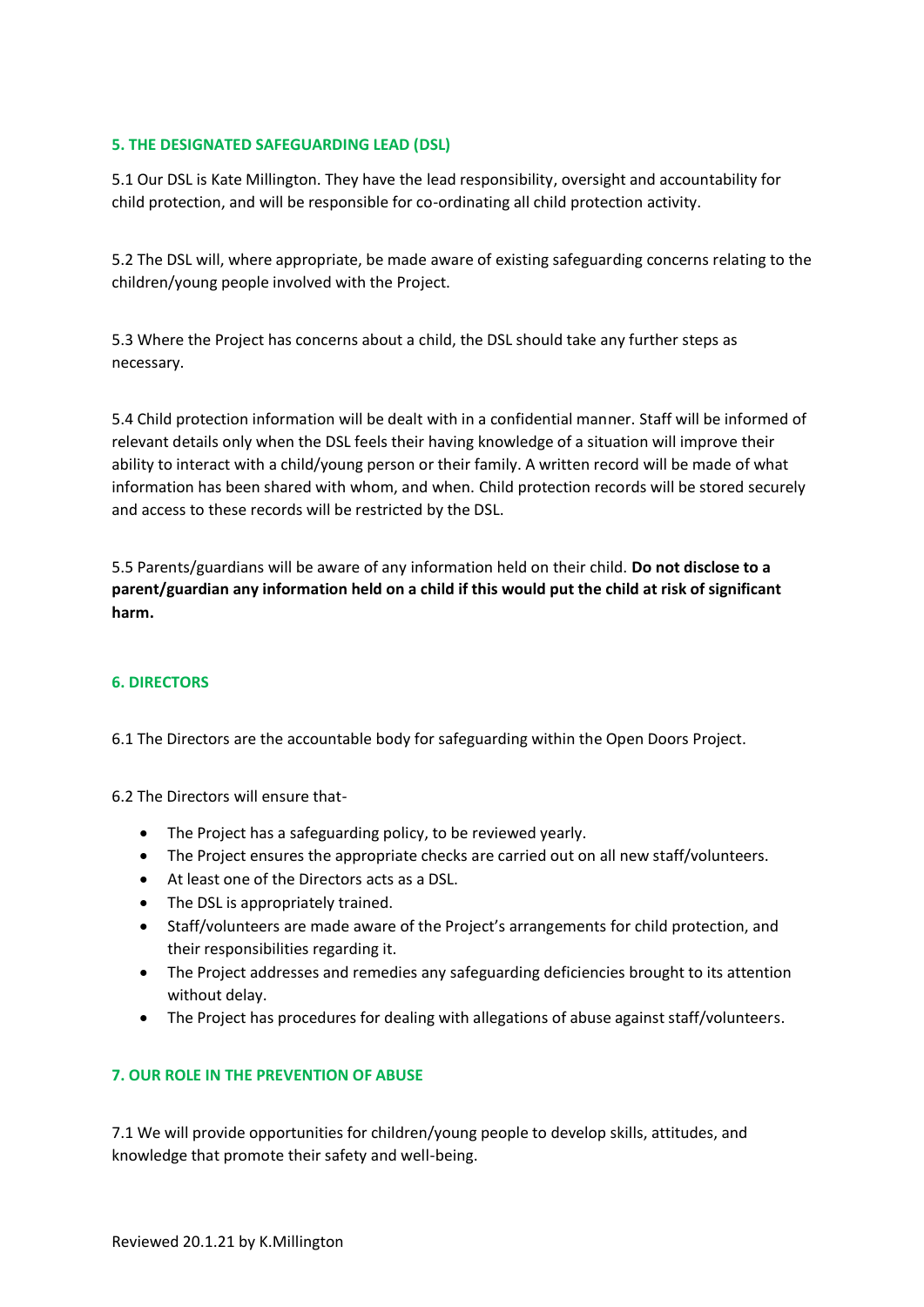## 5. THE DESIGNATED SAFEGUARDING LEAD (DSL)

5.1 Our DSL is Kate Millington. They have the lead responsibility, oversight and accountability for child protection, and will be responsible for co-ordinating all child protection activity.

5.2 The DSL will, where appropriate, be made aware of existing safeguarding concerns relating to the children/young people involved with the Project.

5.3 Where the Project has concerns about a child, the DSL should take any further steps as necessary.

5.4 Child protection information will be dealt with in a confidential manner. Staff will be informed of relevant details only when the DSL feels their having knowledge of a situation will improve their ability to interact with a child/young person or their family. A written record will be made of what information has been shared with whom, and when. Child protection records will be stored securely and access to these records will be restricted by the DSL.

5.5 Parents/guardians will be aware of any information held on their child. **Do not disclose to a parent/guardian any information held on a child if this would put the child at risk of significant harm.**

## 6. DIRECTORS

6.1 The Directors are the accountable body for safeguarding within the Open Doors Project.

6.2 The Directors will ensure that-

- The Project has a safeguarding policy, to be reviewed yearly.
- The Project ensures the appropriate checks are carried out on all new staff/volunteers.
- At least one of the Directors acts as a DSL.
- The DSL is appropriately trained.
- Staff/volunteers are made aware of the Project's arrangements for child protection, and their responsibilities regarding it.
- The Project addresses and remedies any safeguarding deficiencies brought to its attention without delay.
- The Project has procedures for dealing with allegations of abuse against staff/volunteers.

## 7. OUR ROLE IN THE PREVENTION OF ABUSE

7.1 We will provide opportunities for children/young people to develop skills, attitudes, and knowledge that promote their safety and well-being.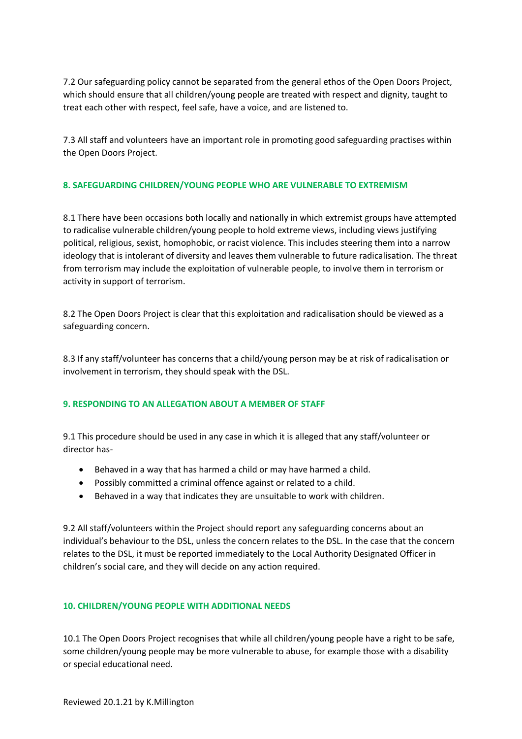7.2 Our safeguarding policy cannot be separated from the general ethos of the Open Doors Project, which should ensure that all children/young people are treated with respect and dignity, taught to treat each other with respect, feel safe, have a voice, and are listened to.

7.3 All staff and volunteers have an important role in promoting good safeguarding practises within the Open Doors Project.

## 8. SAFEGUARDING CHILDREN/YOUNG PEOPLE WHO ARE VULNERABLE TO EXTREMISM

8.1 There have been occasions both locally and nationally in which extremist groups have attempted to radicalise vulnerable children/young people to hold extreme views, including views justifying political, religious, sexist, homophobic, or racist violence. This includes steering them into a narrow ideology that is intolerant of diversity and leaves them vulnerable to future radicalisation. The threat from terrorism may include the exploitation of vulnerable people, to involve them in terrorism or activity in support of terrorism.

8.2 The Open Doors Project is clear that this exploitation and radicalisation should be viewed as a safeguarding concern.

8.3 If any staff/volunteer has concerns that a child/young person may be at risk of radicalisation or involvement in terrorism, they should speak with the DSL.

## 9. RESPONDING TO AN ALLEGATION ABOUT A MEMBER OF STAFF

9.1 This procedure should be used in any case in which it is alleged that any staff/volunteer or director has-

- Behaved in a way that has harmed a child or may have harmed a child.
- Possibly committed a criminal offence against or related to a child.
- Behaved in a way that indicates they are unsuitable to work with children.

9.2 All staff/volunteers within the Project should report any safeguarding concerns about an individual's behaviour to the DSL, unless the concern relates to the DSL. In the case that the concern relates to the DSL, it must be reported immediately to the Local Authority Designated Officer in children's social care, and they will decide on any action required.

## 10. CHILDREN/YOUNG PEOPLE WITH ADDITIONAL NEEDS

10.1 The Open Doors Project recognises that while all children/young people have a right to be safe, some children/young people may be more vulnerable to abuse, for example those with a disability or special educational need.

Reviewed 20.1.21 by K.Millington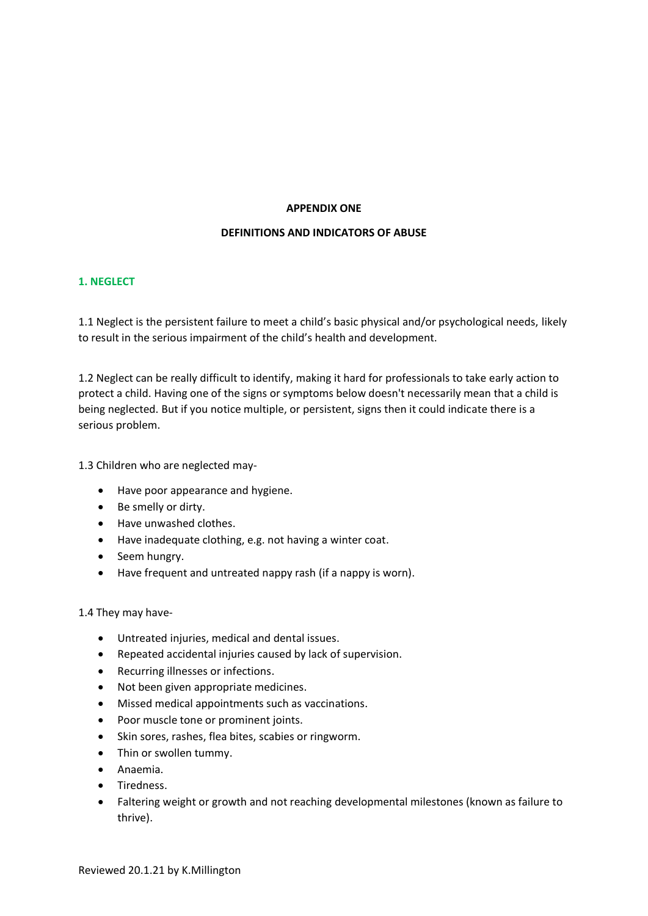**APPENDIX ONE**

**DEFINITIONS AND INDICATORS OF ABUSE**

## 1. NEGLECT

1.1 Neglect is the persistent failure to meet a child's basic physical and/or psychological needs, likely to result in the serious impairment of the child's health and development.

1.2 Neglect can be really difficult to identify, making it hard for professionals to take early action to protect a child. Having one of the signs or symptoms below doesn't necessarily mean that a child is being neglected. But if you notice multiple, or persistent, signs then it could indicate there is a serious problem.

1.3 Children who are neglected may-

- Have poor appearance and hygiene.
- Be smelly or dirty.
- Have unwashed clothes.
- Have inadequate clothing, e.g. not having a winter coat.
- Seem hungry.
- Have frequent and untreated nappy rash (if a nappy is worn).

1.4 They may have-

- Untreated injuries, medical and dental issues.
- Repeated accidental injuries caused by lack of supervision.
- Recurring illnesses or infections.
- Not been given appropriate medicines.
- Missed medical appointments such as vaccinations.
- Poor muscle tone or prominent joints.
- Skin sores, rashes, flea bites, scabies or ringworm.
- Thin or swollen tummy.
- Anaemia.
- Tiredness.
- Faltering weight or growth and not reaching developmental milestones (known as failure to thrive).

Reviewed 20.1.21 by K.Millington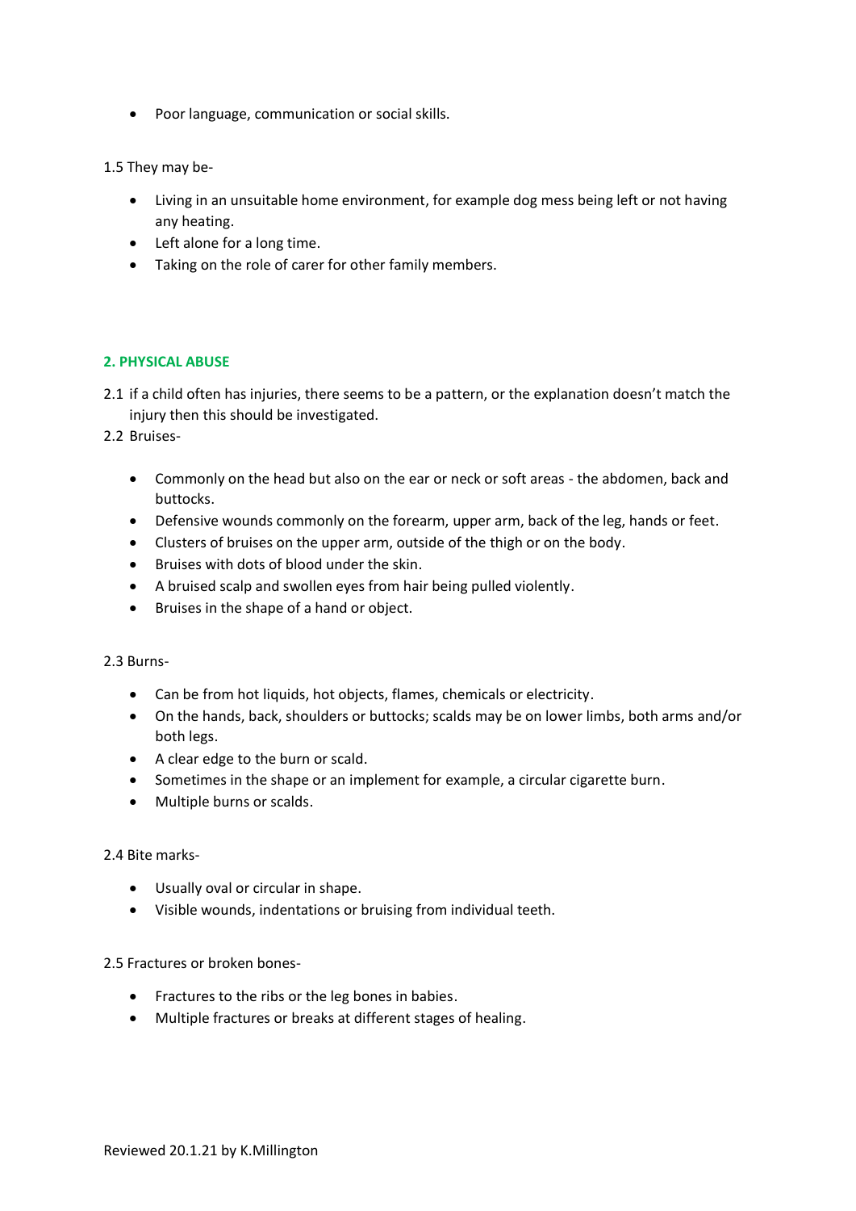- Poor language, communication or social skills.

1.5 They may be-

- Living in an unsuitable home environment, for example dog mess being left or not having any heating.
- Left alone for a long time.
- Taking on the role of carer for other family members.

## 2. PHYSICAL ABUSE

2.1 if a child often has injuries, there seems to be a pattern, or the explanation doesn't match the injury then this should be investigated.

2.2 Bruises-

- Commonly on the head but also on the ear or neck or soft areas - the abdomen, back and buttocks.
- Defensive wounds commonly on the forearm, upper arm, back of the leg, hands or feet.
- Clusters of bruises on the upper arm, outside of the thigh or on the body.
- Bruises with dots of blood under the skin.
- A bruised scalp and swollen eyes from hair being pulled violently.
- Bruises in the shape of a hand or object.

2.3 Burns-

- Can be from hot liquids, hot objects, flames, chemicals or electricity.
- On the hands, back, shoulders or buttocks; scalds may be on lower limbs, both arms and/or both legs.
- A clear edge to the burn or scald.
- Sometimes in the shape or an implement for example, a circular cigarette burn.
- Multiple burns or scalds.

2.4 Bite marks-

- Usually oval or circular in shape.
- Visible wounds, indentations or bruising from individual teeth.

2.5 Fractures or broken bones-

- Fractures to the ribs or the leg bones in babies.
- Multiple fractures or breaks at different stages of healing.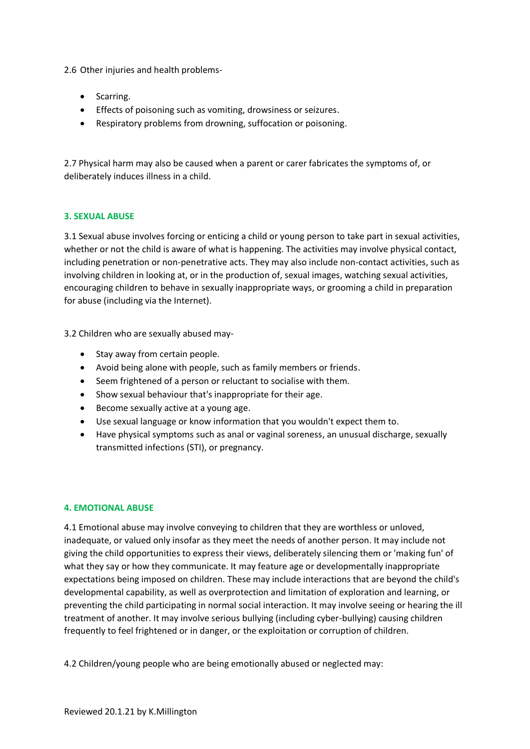2.6 Other injuries and health problems-

- Scarring.
- Effects of poisoning such as vomiting, drowsiness or seizures.
- Respiratory problems from drowning, suffocation or poisoning.

2.7 Physical harm may also be caused when a parent or carer fabricates the symptoms of, or deliberately induces illness in a child.

### 3. SEXUAL ABUSE

3.1 Sexual abuse involves forcing or enticing a child or young person to take part in sexual activities, whether or not the child is aware of what is happening. The activities may involve physical contact, including penetration or non-penetrative acts. They may also include non-contact activities, such as involving children in looking at, or in the production of, sexual images, watching sexual activities, encouraging children to behave in sexually inappropriate ways, or grooming a child in preparation for abuse (including via the Internet).

3.2 Children who are sexually abused may-

- Stay away from certain people.
- Avoid being alone with people, such as family members or friends.
- Seem frightened of a person or reluctant to socialise with them.
- Show sexual behaviour that's inappropriate for their age.
- Become sexually active at a young age.
- Use sexual language or know information that you wouldn't expect them to.
- Have physical symptoms such as anal or vaginal soreness, an unusual discharge, sexually transmitted infections (STI), or pregnancy.

### 4. EMOTIONAL ABUSE

4.1 Emotional abuse may involve conveying to children that they are worthless or unloved, inadequate, or valued only insofar as they meet the needs of another person. It may include not giving the child opportunities to express their views, deliberately silencing them or 'making fun' of what they say or how they communicate. It may feature age or developmentally inappropriate expectations being imposed on children. These may include interactions that are beyond the child's developmental capability, as well as overprotection and limitation of exploration and learning, or preventing the child participating in normal social interaction. It may involve seeing or hearing the ill treatment of another. It may involve serious bullying (including cyber-bullying) causing children frequently to feel frightened or in danger, or the exploitation or corruption of children.

4.2 Children/young people who are being emotionally abused or neglected may: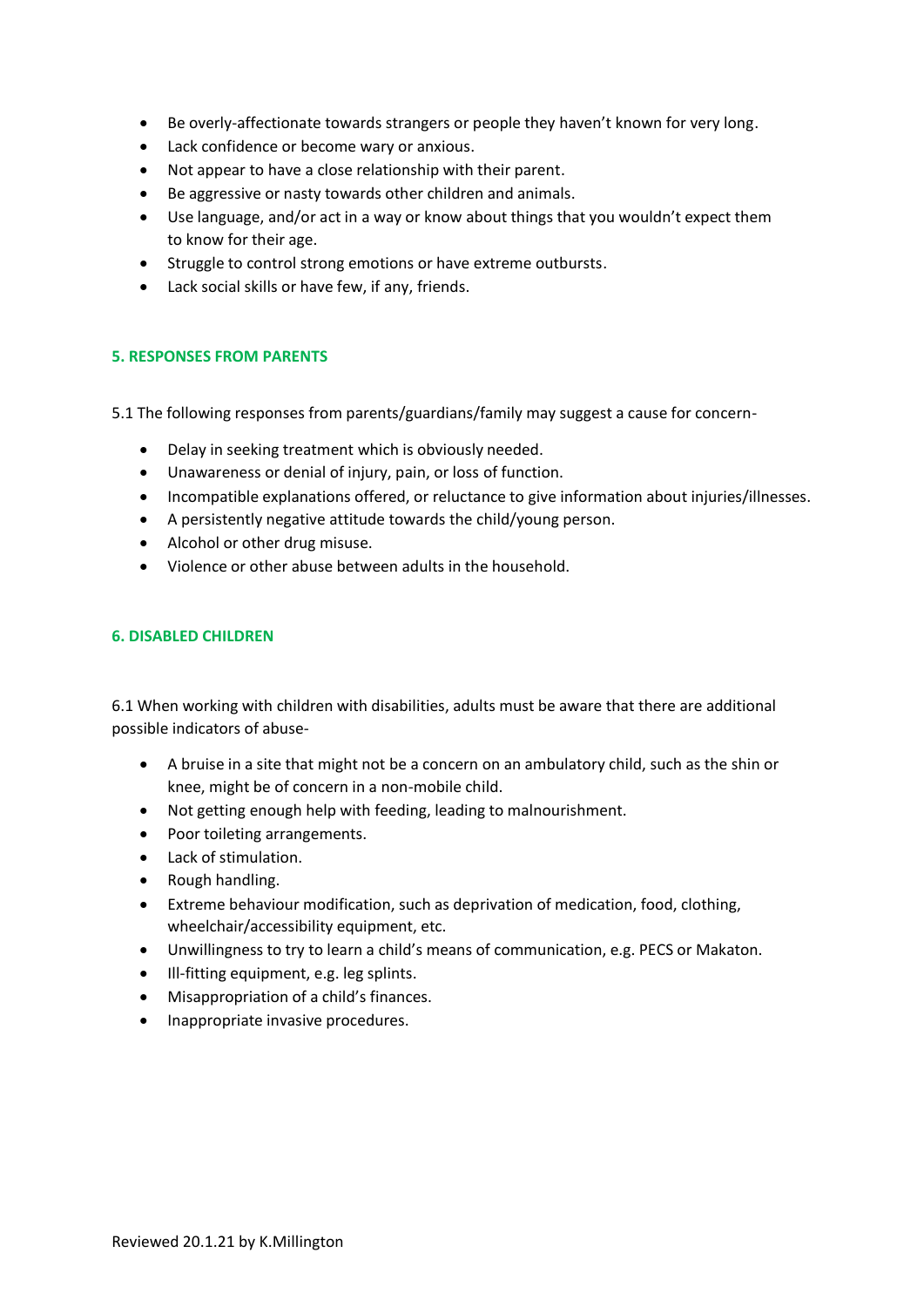- Be overly-affectionate towards strangers or people they haven't known for very long.
- Lack confidence or become wary or anxious.
- Not appear to have a close relationship with their parent.
- Be aggressive or nasty towards other children and animals.
- Use language, and/or act in a way or know about things that you wouldn't expect them to know for their age.
- Struggle to control strong emotions or have extreme outbursts.
- Lack social skills or have few, if any, friends.

## 5. RESPONSES FROM PARENTS

5.1 The following responses from parents/guardians/family may suggest a cause for concern-

- Delay in seeking treatment which is obviously needed.
- Unawareness or denial of injury, pain, or loss of function.
- Incompatible explanations offered, or reluctance to give information about injuries/illnesses.
- A persistently negative attitude towards the child/young person.
- Alcohol or other drug misuse.
- Violence or other abuse between adults in the household.

## 6. DISABLED CHILDREN

6.1 When working with children with disabilities, adults must be aware that there are additional possible indicators of abuse-

- A bruise in a site that might not be a concern on an ambulatory child, such as the shin or knee, might be of concern in a non-mobile child.
- Not getting enough help with feeding, leading to malnourishment.
- Poor toileting arrangements.
- Lack of stimulation.
- Rough handling.
- Extreme behaviour modification, such as deprivation of medication, food, clothing, wheelchair/accessibility equipment, etc.
- Unwillingness to try to learn a child's means of communication, e.g. PECS or Makaton.
- Ill-fitting equipment, e.g. leg splints.
- Misappropriation of a child's finances.
- Inappropriate invasive procedures.

Reviewed 20.1.21 by K.Millington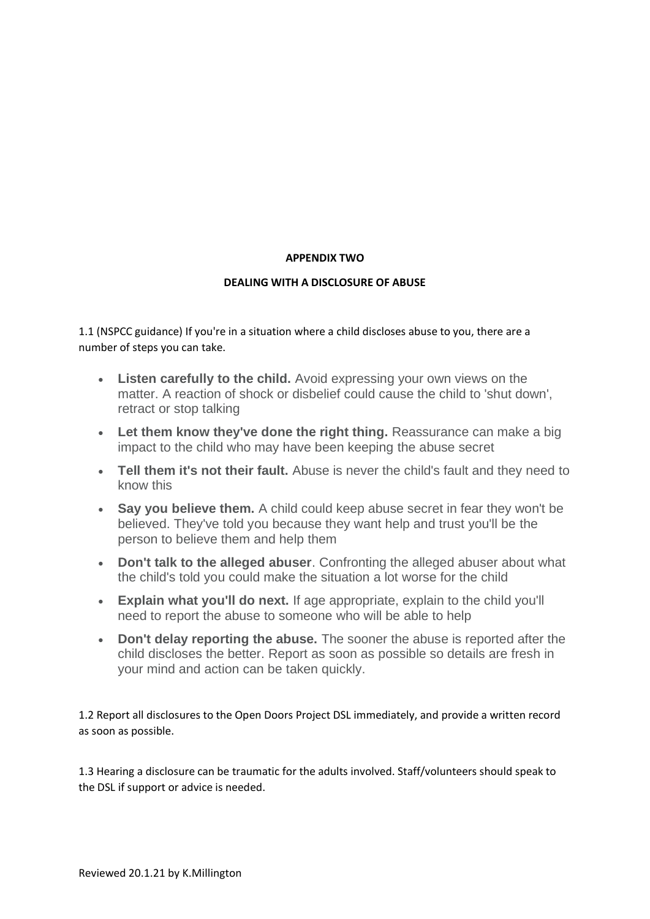**APPENDIX TWO**

**DEALING WITH A DISCLOSURE OF ABUSE**

1.1 (NSPCC guidance) If you're in a situation where a child discloses abuse to you, there are a number of steps you can take.

- **Listen carefully to the child.** Avoid expressing your own views on the matter. A reaction of shock or disbelief could cause the child to 'shut down', retract or stop talking
- **Let them know they've done the right thing.** Reassurance can make a big impact to the child who may have been keeping the abuse secret
- **Tell them it's not their fault.** Abuse is never the child's fault and they need to know this
- **Say you believe them.** A child could keep abuse secret in fear they won't be believed. They've told you because they want help and trust you'll be the person to believe them and help them
- **Don't talk to the alleged abuser**. Confronting the alleged abuser about what the child's told you could make the situation a lot worse for the child
- **Explain what you'll do next.** If age appropriate, explain to the child you'll need to report the abuse to someone who will be able to help
- **Don't delay reporting the abuse.** The sooner the abuse is reported after the child discloses the better. Report as soon as possible so details are fresh in your mind and action can be taken quickly.

1.2 Report all disclosures to the Open Doors Project DSL immediately, and provide a written record as soon as possible.

1.3 Hearing a disclosure can be traumatic for the adults involved. Staff/volunteers should speak to the DSL if support or advice is needed.

Reviewed 20.1.21 by K.Millington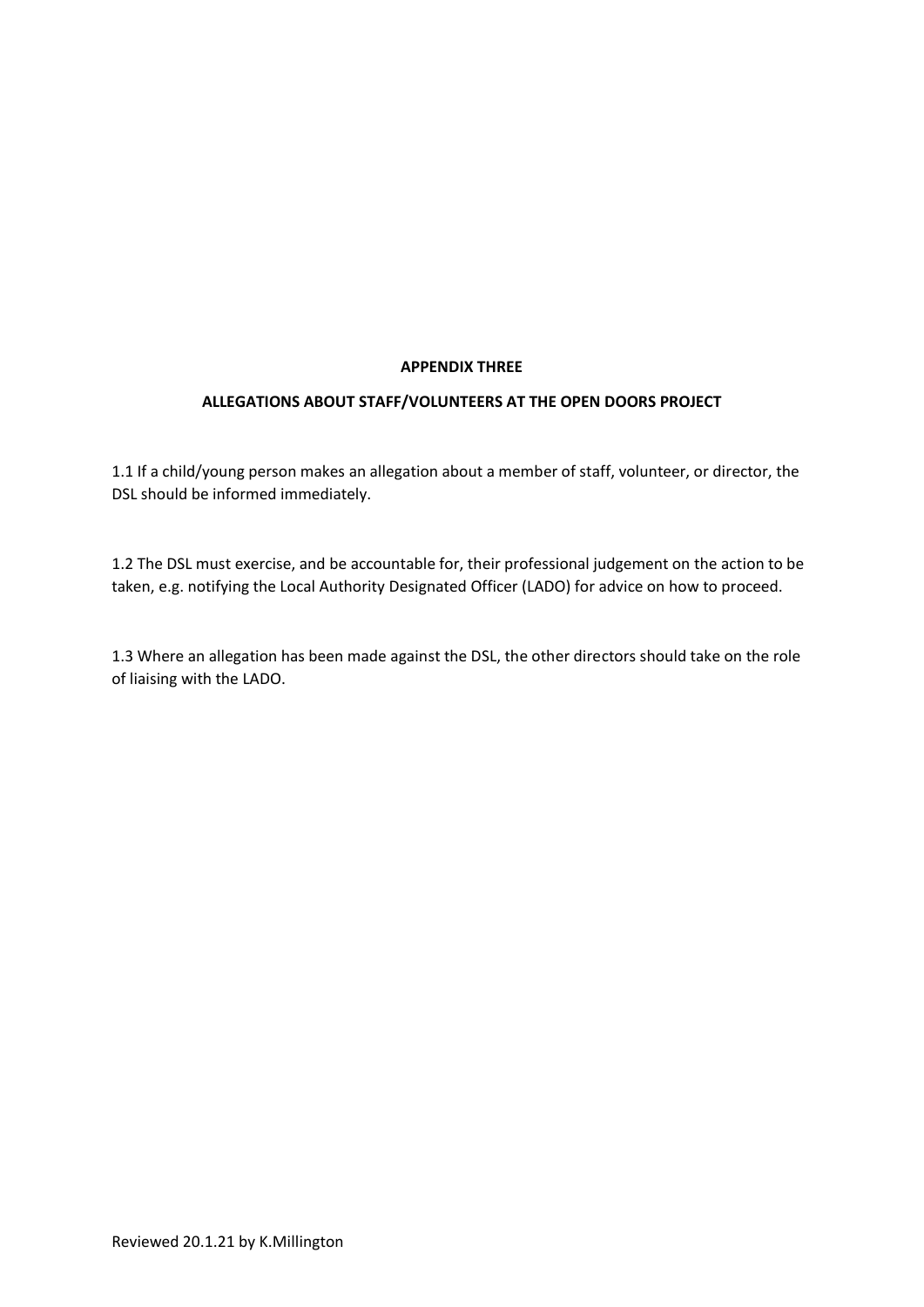**APPENDIX THREE**

**ALLEGATIONS ABOUT STAFF/VOLUNTEERS AT THE OPEN DOORS PROJECT**

1.1 If a child/young person makes an allegation about a member of staff, volunteer, or director, the DSL should be informed immediately.

1.2 The DSL must exercise, and be accountable for, their professional judgement on the action to be taken, e.g. notifying the Local Authority Designated Officer (LADO) for advice on how to proceed.

1.3 Where an allegation has been made against the DSL, the other directors should take on the role of liaising with the LADO.

Reviewed 20.1.21 by K.Millington